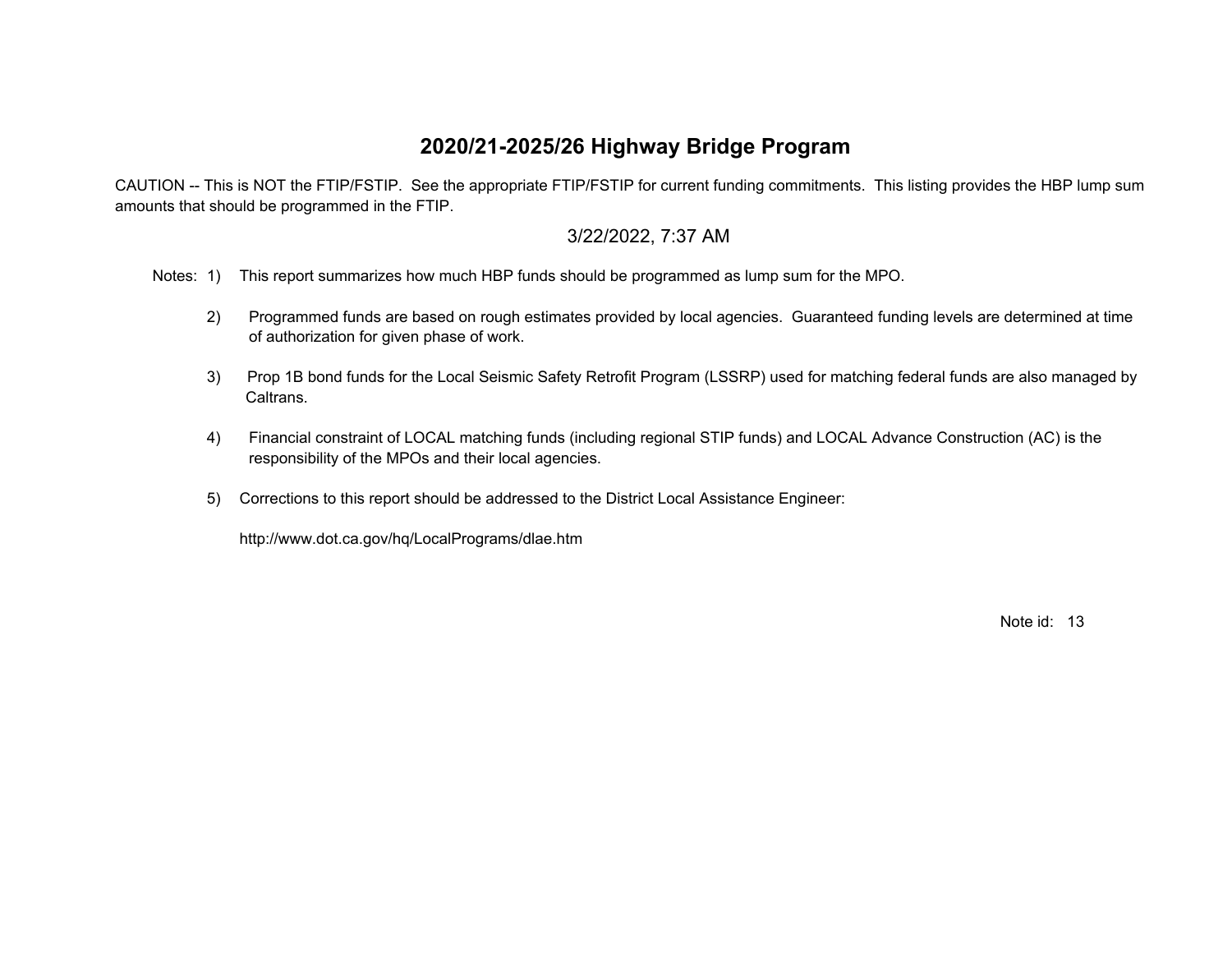# 2020/21-2025/26 Highway Bridge Program

CAUTION -- This is NOT the FTIP/FSTIP. See the appropriate FTIP/FSTIP for current funding commitments. This listing provides the HBP lump sum amounts that should be programmed in the FTIP.

3/22/2022, 7:37 AM

Notes:

1) This report summarizes how much HBP funds should be programmed as lump sum for the MPO.

2) Programmed funds are based on rough estimates provided by local agencies. Guaranteed funding levels are determined at time of authorization for given phase of work.

3) Prop 1B bond funds for the Local Seismic Safety Retrofit Program (LSSRP) used for matching federal funds are also managed by Caltrans.

4) Financial constraint of LOCAL matching funds (including regional STIP funds) and LOCAL Advance Construction (AC) is the responsibility of the MPOs and their local agencies.

5) Corrections to this report should be addressed to the District Local Assistance Engineer:

   http://www.dot.ca.gov/hq/LocalPrograms/dlae.htm

Note id: 13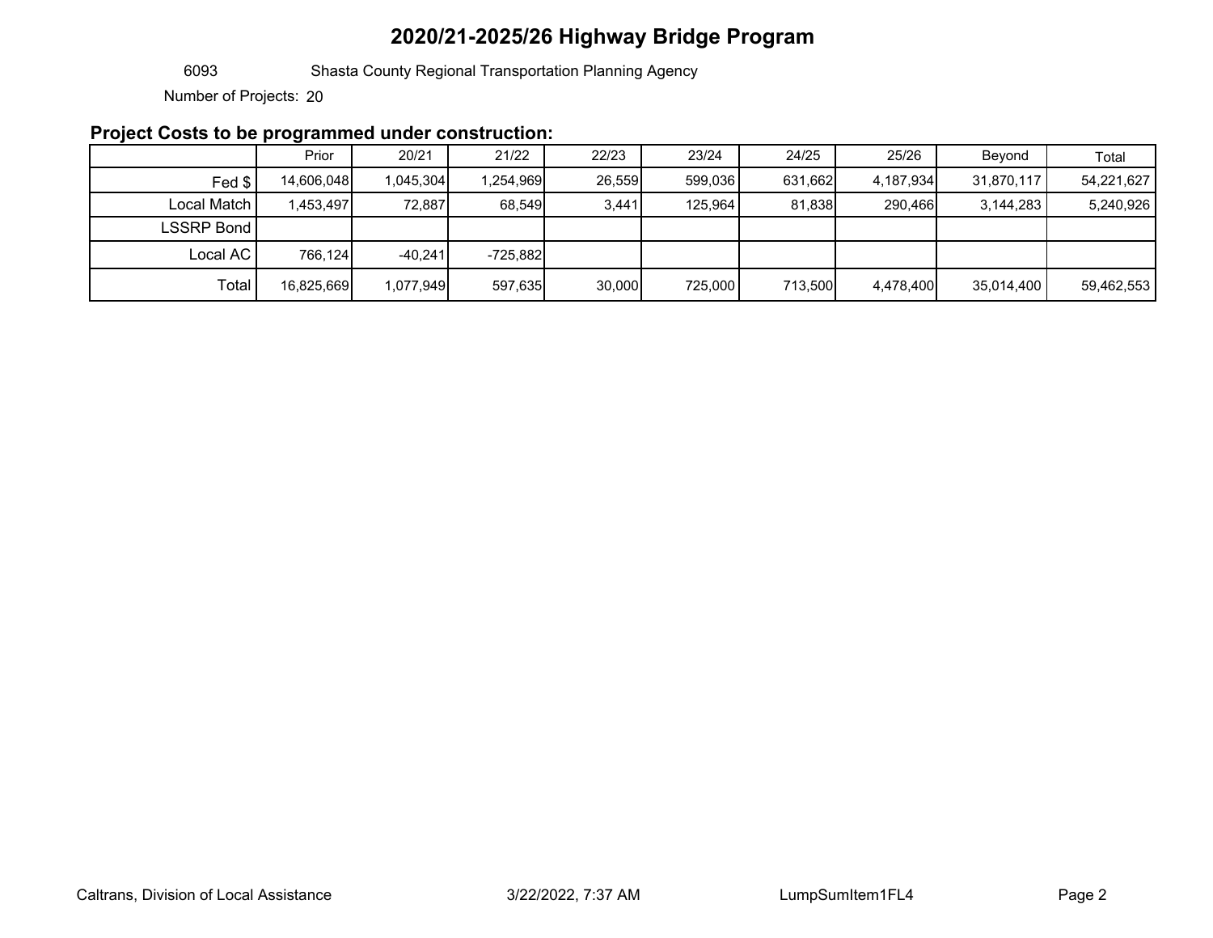# 2020/21-2025/26 Highway Bridge Program

6093 Shasta County Regional Transportation Planning Agency

Number of Projects: 20

### Project Costs to be programmed under construction:

| | Prior | 20/21 | 21/22 | 22/23 | 23/24 | 24/25 | 25/26 | Beyond | Total |
|---|---|---|---|---|---|---|---|---|---|
| Fed $ | 14,606,048 | 1,045,304 | 1,254,969 | 26,559 | 599,036 | 631,662 | 4,187,934 | 31,870,117 | 54,221,627 |
| Local Match | 1,453,497 | 72,887 | 68,549 | 3,441 | 125,964 | 81,838 | 290,466 | 3,144,283 | 5,240,926 |
| LSSRP Bond | | | | | | | | | |
| Local AC | 766,124 | -40,241 | -725,882 | | | | | | |
| Total | 16,825,669 | 1,077,949 | 597,635 | 30,000 | 725,000 | 713,500 | 4,478,400 | 35,014,400 | 59,462,553 |

Caltrans, Division of Local Assistance 3/22/2022, 7:37 AM LumpSumItem1FL4